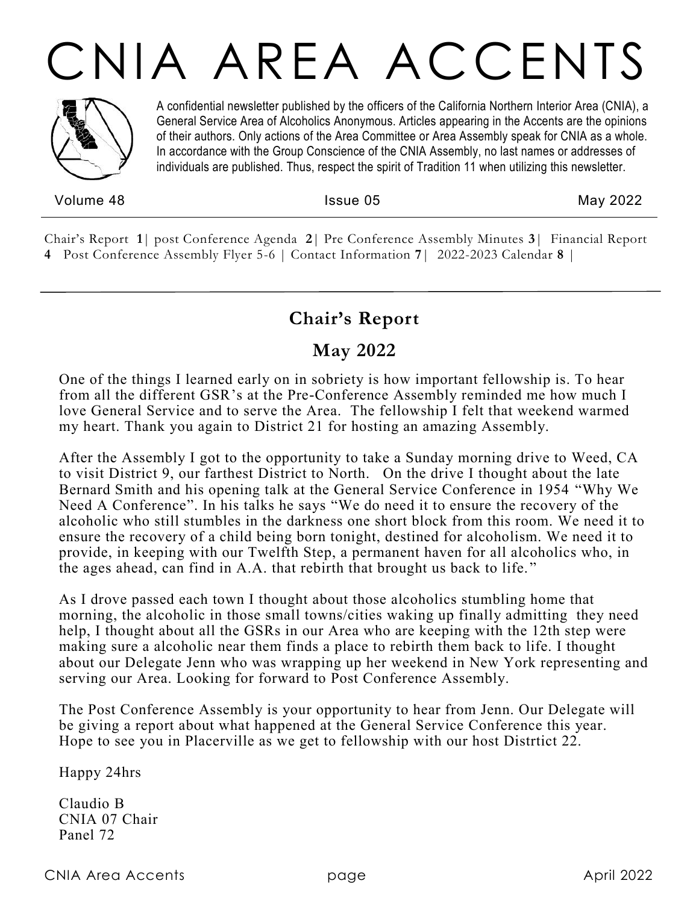# CNIA AREA ACCENTS

A confidential newsletter published by the officers of the California Northern Interior Area (CNIA), a General Service Area of Alcoholics Anonymous. Articles appearing in the Accents are the opinions of their authors. Only actions of the Area Committee or Area Assembly speak for CNIA as a whole. In accordance with the Group Conscience of the CNIA Assembly, no last names or addresses of individuals are published. Thus, respect the spirit of Tradition 11 when utilizing this newsletter.

Volume 48 | Issue 05 | May 2022

Chair's Report **1**| post Conference Agenda **2**| Pre Conference Assembly Minutes **3**| Financial Report **4** Post Conference Assembly Flyer 5-6 | Contact Information **7**| 2022-2023 Calendar **8** |

## Chair's Report

## May 2022

One of the things I learned early on in sobriety is how important fellowship is. To hear from all the different GSR's at the Pre-Conference Assembly reminded me how much I love General Service and to serve the Area. The fellowship I felt that weekend warmed my heart. Thank you again to District 21 for hosting an amazing Assembly.

After the Assembly I got to the opportunity to take a Sunday morning drive to Weed, CA to visit District 9, our farthest District to North. On the drive I thought about the late Bernard Smith and his opening talk at the General Service Conference in 1954 "Why We Need A Conference". In his talks he says "We do need it to ensure the recovery of the alcoholic who still stumbles in the darkness one short block from this room. We need it to ensure the recovery of a child being born tonight, destined for alcoholism. We need it to provide, in keeping with our Twelfth Step, a permanent haven for all alcoholics who, in the ages ahead, can find in A.A. that rebirth that brought us back to life."

As I drove passed each town I thought about those alcoholics stumbling home that morning, the alcoholic in those small towns/cities waking up finally admitting they need help, I thought about all the GSRs in our Area who are keeping with the 12th step were making sure a alcoholic near them finds a place to rebirth them back to life. I thought about our Delegate Jenn who was wrapping up her weekend in New York representing and serving our Area. Looking for forward to Post Conference Assembly.

The Post Conference Assembly is your opportunity to hear from Jenn. Our Delegate will be giving a report about what happened at the General Service Conference this year. Hope to see you in Placerville as we get to fellowship with our host Distrtict 22.

Happy 24hrs

Claudio B
CNIA 07 Chair
Panel 72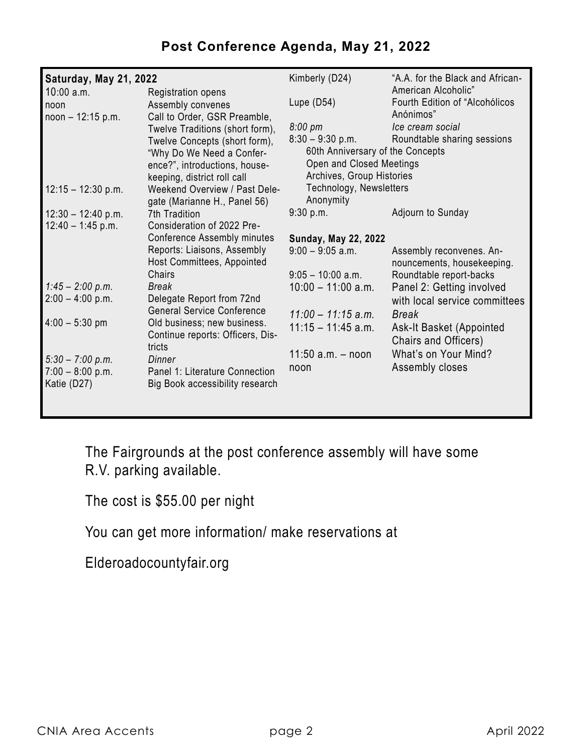## Post Conference Agenda, May 21, 2022

**Saturday, May 21, 2022**

| Time | Item |
|---|---|
| 10:00 a.m. | Registration opens |
| noon | Assembly convenes |
| noon – 12:15 p.m. | Call to Order, GSR Preamble, Twelve Traditions (short form), Twelve Concepts (short form), "Why Do We Need a Conference?", introductions, housekeeping, district roll call |
| 12:15 – 12:30 p.m. | Weekend Overview / Past Delegate (Marianne H., Panel 56) |
| 12:30 – 12:40 p.m. | 7th Tradition |
| 12:40 – 1:45 p.m. | Consideration of 2022 Pre-Conference Assembly minutes Reports: Liaisons, Assembly Host Committees, Appointed Chairs |
| *1:45 – 2:00 p.m.* | *Break* |
| 2:00 – 4:00 p.m. | Delegate Report from 72nd General Service Conference |
| 4:00 – 5:30 pm | Old business; new business. Continue reports: Officers, Districts |
| *5:30 – 7:00 p.m.* | *Dinner* |
| 7:00 – 8:00 p.m. | Panel 1: Literature Connection |
| Katie (D27) | Big Book accessibility research |
| Kimberly (D24) | "A.A. for the Black and African-American Alcoholic" |
| Lupe (D54) | Fourth Edition of "Alcohólicos Anónimos" |
| *8:00 pm* | *Ice cream social* |
| 8:30 – 9:30 p.m. | Roundtable sharing sessions |
| | 60th Anniversary of the Concepts |
| | Open and Closed Meetings |
| | Archives, Group Histories |
| | Technology, Newsletters |
| | Anonymity |
| 9:30 p.m. | Adjourn to Sunday |

**Sunday, May 22, 2022**

| Time | Item |
|---|---|
| 9:00 – 9:05 a.m. | Assembly reconvenes. Announcements, housekeeping. |
| 9:05 – 10:00 a.m. | Roundtable report-backs |
| 10:00 – 11:00 a.m. | Panel 2: Getting involved with local service committees |
| *11:00 – 11:15 a.m.* | *Break* |
| 11:15 – 11:45 a.m. | Ask-It Basket (Appointed Chairs and Officers) |
| 11:50 a.m. – noon | What's on Your Mind? |
| noon | Assembly closes |

The Fairgrounds at the post conference assembly will have some R.V. parking available.

The cost is $55.00 per night

You can get more information/ make reservations at

Elderoadocountyfair.org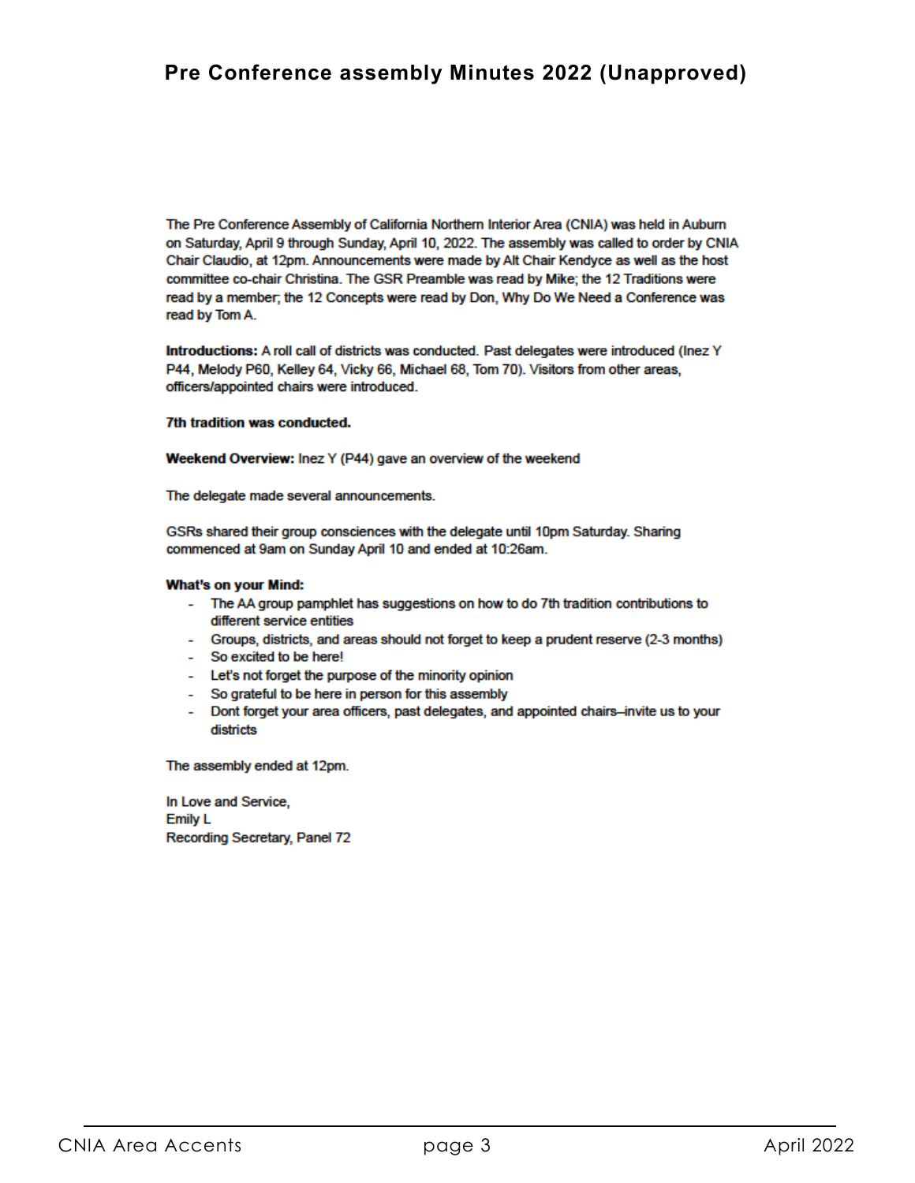# Pre Conference assembly Minutes 2022 (Unapproved)

The Pre Conference Assembly of California Northern Interior Area (CNIA) was held in Auburn on Saturday, April 9 through Sunday, April 10, 2022. The assembly was called to order by CNIA Chair Claudio, at 12pm. Announcements were made by Alt Chair Kendyce as well as the host committee co-chair Christina. The GSR Preamble was read by Mike; the 12 Traditions were read by a member; the 12 Concepts were read by Don, Why Do We Need a Conference was read by Tom A.

**Introductions:** A roll call of districts was conducted. Past delegates were introduced (Inez Y P44, Melody P60, Kelley 64, Vicky 66, Michael 68, Tom 70). Visitors from other areas, officers/appointed chairs were introduced.

**7th tradition was conducted.**

**Weekend Overview:** Inez Y (P44) gave an overview of the weekend

The delegate made several announcements.

GSRs shared their group consciences with the delegate until 10pm Saturday. Sharing commenced at 9am on Sunday April 10 and ended at 10:26am.

**What's on your Mind:**

- The AA group pamphlet has suggestions on how to do 7th tradition contributions to different service entities
- Groups, districts, and areas should not forget to keep a prudent reserve (2-3 months)
- So excited to be here!
- Let's not forget the purpose of the minority opinion
- So grateful to be here in person for this assembly
- Dont forget your area officers, past delegates, and appointed chairs–invite us to your districts

The assembly ended at 12pm.

In Love and Service,
Emily L
Recording Secretary, Panel 72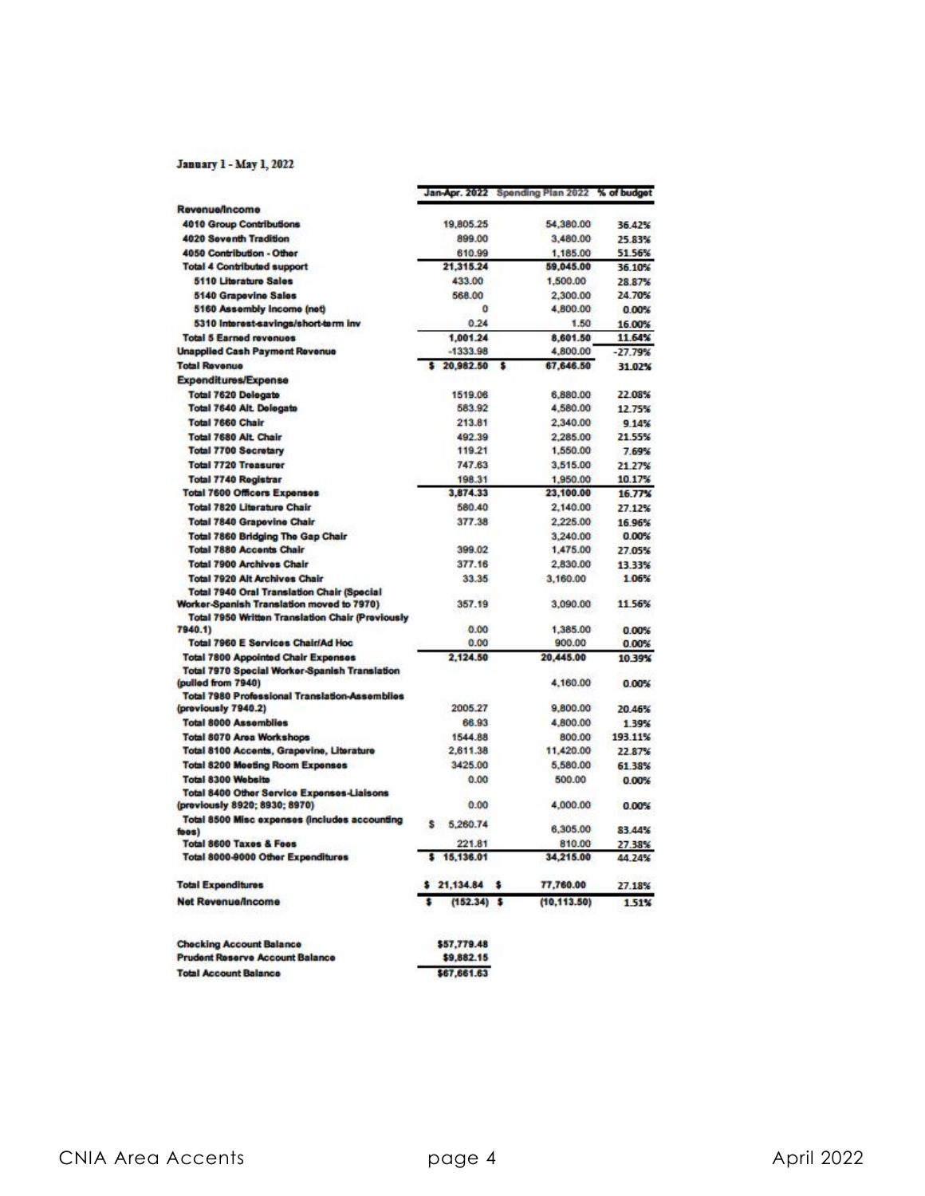**January 1 - May 1, 2022**

| | Jan-Apr. 2022 | Spending Plan 2022 | % of budget |
|---|---|---|---|
| **Revenue/Income** | | | |
| 4010 Group Contributions | 19,805.25 | 54,380.00 | 36.42% |
| 4020 Seventh Tradition | 899.00 | 3,480.00 | 25.83% |
| 4050 Contribution - Other | 610.99 | 1,185.00 | 51.56% |
| Total 4 Contributed support | 21,315.24 | 59,045.00 | 36.10% |
| 5110 Literature Sales | 433.00 | 1,500.00 | 28.87% |
| 5140 Grapevine Sales | 568.00 | 2,300.00 | 24.70% |
| 5160 Assembly Income (net) | 0 | 4,800.00 | 0.00% |
| 5310 Interest-savings/short-term inv | 0.24 | 1.50 | 16.00% |
| Total 5 Earned revenues | 1,001.24 | 8,601.50 | 11.64% |
| Unapplied Cash Payment Revenue | -1333.98 | 4,800.00 | -27.79% |
| Total Revenue | $ 20,982.50 | $ 67,646.50 | 31.02% |
| **Expenditures/Expense** | | | |
| Total 7620 Delegate | 1519.06 | 6,880.00 | 22.08% |
| Total 7640 Alt. Delegate | 583.92 | 4,580.00 | 12.75% |
| Total 7660 Chair | 213.81 | 2,340.00 | 9.14% |
| Total 7680 Alt. Chair | 492.39 | 2,285.00 | 21.55% |
| Total 7700 Secretary | 119.21 | 1,550.00 | 7.69% |
| Total 7720 Treasurer | 747.63 | 3,515.00 | 21.27% |
| Total 7740 Registrar | 198.31 | 1,950.00 | 10.17% |
| Total 7600 Officers Expenses | 3,874.33 | 23,100.00 | 16.77% |
| Total 7820 Literature Chair | 580.40 | 2,140.00 | 27.12% |
| Total 7840 Grapevine Chair | 377.38 | 2,225.00 | 16.96% |
| Total 7860 Bridging The Gap Chair | | 3,240.00 | 0.00% |
| Total 7880 Accents Chair | 399.02 | 1,475.00 | 27.05% |
| Total 7900 Archives Chair | 377.16 | 2,830.00 | 13.33% |
| Total 7920 Alt Archives Chair | 33.35 | 3,160.00 | 1.06% |
| Total 7940 Oral Translation Chair (Special Worker-Spanish Translation moved to 7970) | 357.19 | 3,090.00 | 11.56% |
| Total 7950 Written Translation Chair (Previously 7940.1) | 0.00 | 1,385.00 | 0.00% |
| Total 7960 E Services Chair/Ad Hoc | 0.00 | 900.00 | 0.00% |
| Total 7800 Appointed Chair Expenses | 2,124.50 | 20,445.00 | 10.39% |
| Total 7970 Special Worker-Spanish Translation (pulled from 7940) | | 4,160.00 | 0.00% |
| Total 7980 Professional Translation-Assemblies (previously 7940.2) | 2005.27 | 9,800.00 | 20.46% |
| Total 8000 Assemblies | 66.93 | 4,800.00 | 1.39% |
| Total 8070 Area Workshops | 1544.88 | 800.00 | 193.11% |
| Total 8100 Accents, Grapevine, Literature | 2,611.38 | 11,420.00 | 22.87% |
| Total 8200 Meeting Room Expenses | 3425.00 | 5,580.00 | 61.38% |
| Total 8300 Website | 0.00 | 500.00 | 0.00% |
| Total 8400 Other Service Expenses-Liaisons (previously 8920; 8930; 8970) | 0.00 | 4,000.00 | 0.00% |
| Total 8500 Misc expenses (includes accounting fees) | $ 5,260.74 | 6,305.00 | 83.44% |
| Total 8600 Taxes & Fees | 221.81 | 810.00 | 27.38% |
| Total 8000-9000 Other Expenditures | $ 15,136.01 | 34,215.00 | 44.24% |
| Total Expenditures | $ 21,134.84 | $ 77,760.00 | 27.18% |
| Net Revenue/Income | $ (152.34) | $ (10,113.50) | 1.51% |

| | |
|---|---|
| Checking Account Balance | $57,779.48 |
| Prudent Reserve Account Balance | $9,882.15 |
| Total Account Balance | $67,661.63 |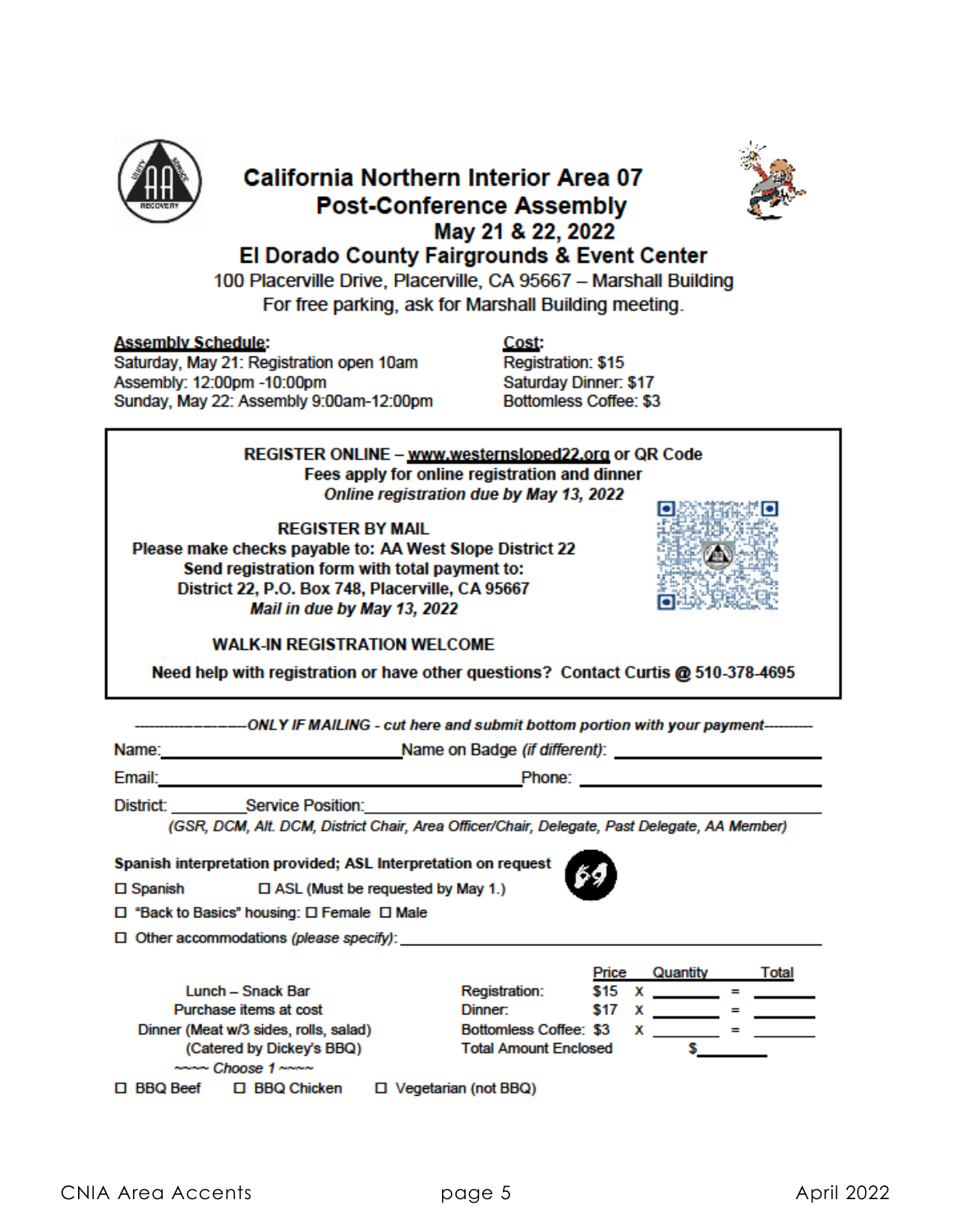# California Northern Interior Area 07
## Post-Conference Assembly
### May 21 & 22, 2022
### El Dorado County Fairgrounds & Event Center

100 Placerville Drive, Placerville, CA 95667 – Marshall Building

For free parking, ask for Marshall Building meeting.

**Assembly Schedule:**

Saturday, May 21: Registration open 10am

Assembly: 12:00pm -10:00pm

Sunday, May 22: Assembly 9:00am-12:00pm

**Cost:**

Registration: $15

Saturday Dinner: $17

Bottomless Coffee: $3

---

**REGISTER ONLINE – www.westernsloped22.org or QR Code**

**Fees apply for online registration and dinner**

***Online registration due by May 13, 2022***

**REGISTER BY MAIL**

**Please make checks payable to: AA West Slope District 22**

**Send registration form with total payment to:**

**District 22, P.O. Box 748, Placerville, CA 95667**

***Mail in due by May 13, 2022***

**WALK-IN REGISTRATION WELCOME**

**Need help with registration or have other questions? Contact Curtis @ 510-378-4695**

---

------------------*ONLY IF MAILING - cut here and submit bottom portion with your payment*---------

Name:_______________________ Name on Badge *(if different)*: ____________________

Email:__________________________________ Phone: ____________________

District: ________ Service Position:__________________________________

*(GSR, DCM, Alt. DCM, District Chair, Area Officer/Chair, Delegate, Past Delegate, AA Member)*

**Spanish interpretation provided; ASL Interpretation on request**

☐ Spanish ☐ ASL (Must be requested by May 1.)

☐ "Back to Basics" housing: ☐ Female ☐ Male

☐ Other accommodations *(please specify)*: ______________________________

Lunch – Snack Bar

Purchase items at cost

Dinner (Meat w/3 sides, rolls, salad)

(Catered by Dickey's BBQ)

~~~~ *Choose 1* ~~~~

☐ BBQ Beef ☐ BBQ Chicken ☐ Vegetarian (not BBQ)

| | Price | | Quantity | | Total |
|---|---|---|---|---|---|
| Registration: | $15 | x | _______ | = | _______ |
| Dinner: | $17 | x | _______ | = | _______ |
| Bottomless Coffee: | $3 | x | _______ | = | _______ |
| Total Amount Enclosed | | | $________ | | |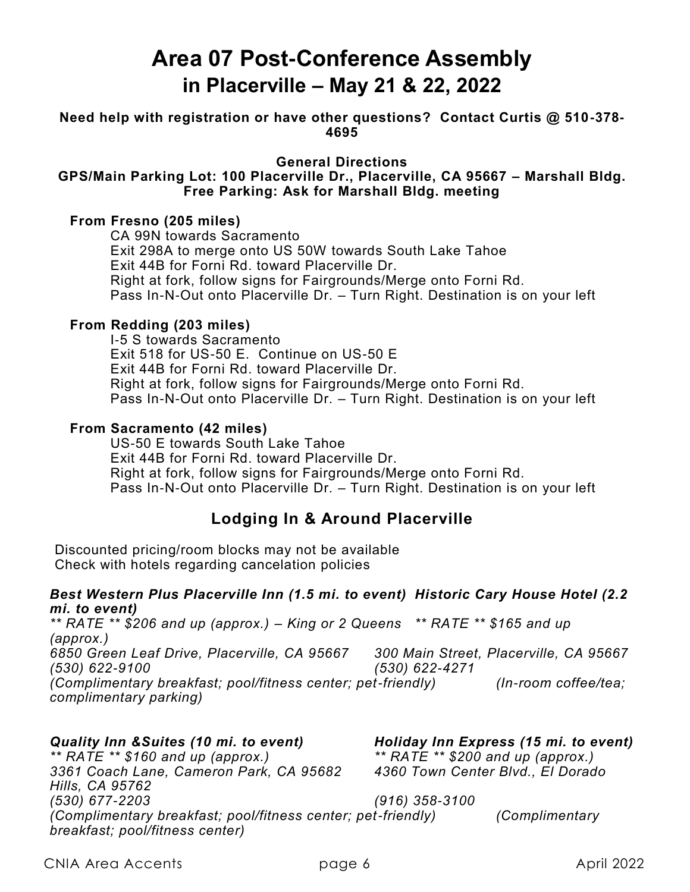# Area 07 Post-Conference Assembly

## in Placerville – May 21 & 22, 2022

**Need help with registration or have other questions? Contact Curtis @ 510-378-4695**

**General Directions**

**GPS/Main Parking Lot: 100 Placerville Dr., Placerville, CA 95667 – Marshall Bldg.**
**Free Parking: Ask for Marshall Bldg. meeting**

**From Fresno (205 miles)**

CA 99N towards Sacramento
Exit 298A to merge onto US 50W towards South Lake Tahoe
Exit 44B for Forni Rd. toward Placerville Dr.
Right at fork, follow signs for Fairgrounds/Merge onto Forni Rd.
Pass In-N-Out onto Placerville Dr. – Turn Right. Destination is on your left

**From Redding (203 miles)**

I-5 S towards Sacramento
Exit 518 for US-50 E. Continue on US-50 E
Exit 44B for Forni Rd. toward Placerville Dr.
Right at fork, follow signs for Fairgrounds/Merge onto Forni Rd.
Pass In-N-Out onto Placerville Dr. – Turn Right. Destination is on your left

**From Sacramento (42 miles)**

US-50 E towards South Lake Tahoe
Exit 44B for Forni Rd. toward Placerville Dr.
Right at fork, follow signs for Fairgrounds/Merge onto Forni Rd.
Pass In-N-Out onto Placerville Dr. – Turn Right. Destination is on your left

### Lodging In & Around Placerville

Discounted pricing/room blocks may not be available
Check with hotels regarding cancelation policies

***Best Western Plus Placerville Inn (1.5 mi. to event)***
*** RATE ** $206 and up (approx.) – King or 2 Queens*
*6850 Green Leaf Drive, Placerville, CA 95667*
*(530) 622-9100*
*(Complimentary breakfast; pool/fitness center; pet-friendly)*

***Historic Cary House Hotel (2.2 mi. to event)***
*** RATE ** $165 and up (approx.)*
*300 Main Street, Placerville, CA 95667*
*(530) 622-4271*
*(In-room coffee/tea; complimentary parking)*

***Quality Inn &Suites (10 mi. to event)***
*** RATE ** $160 and up (approx.)*
*3361 Coach Lane, Cameron Park, CA 95682*
*(530) 677-2203*
*(Complimentary breakfast; pool/fitness center; pet-friendly)*

***Holiday Inn Express (15 mi. to event)***
*** RATE ** $200 and up (approx.)*
*4360 Town Center Blvd., El Dorado Hills, CA 95762*
*(916) 358-3100*
*(Complimentary breakfast; pool/fitness center)*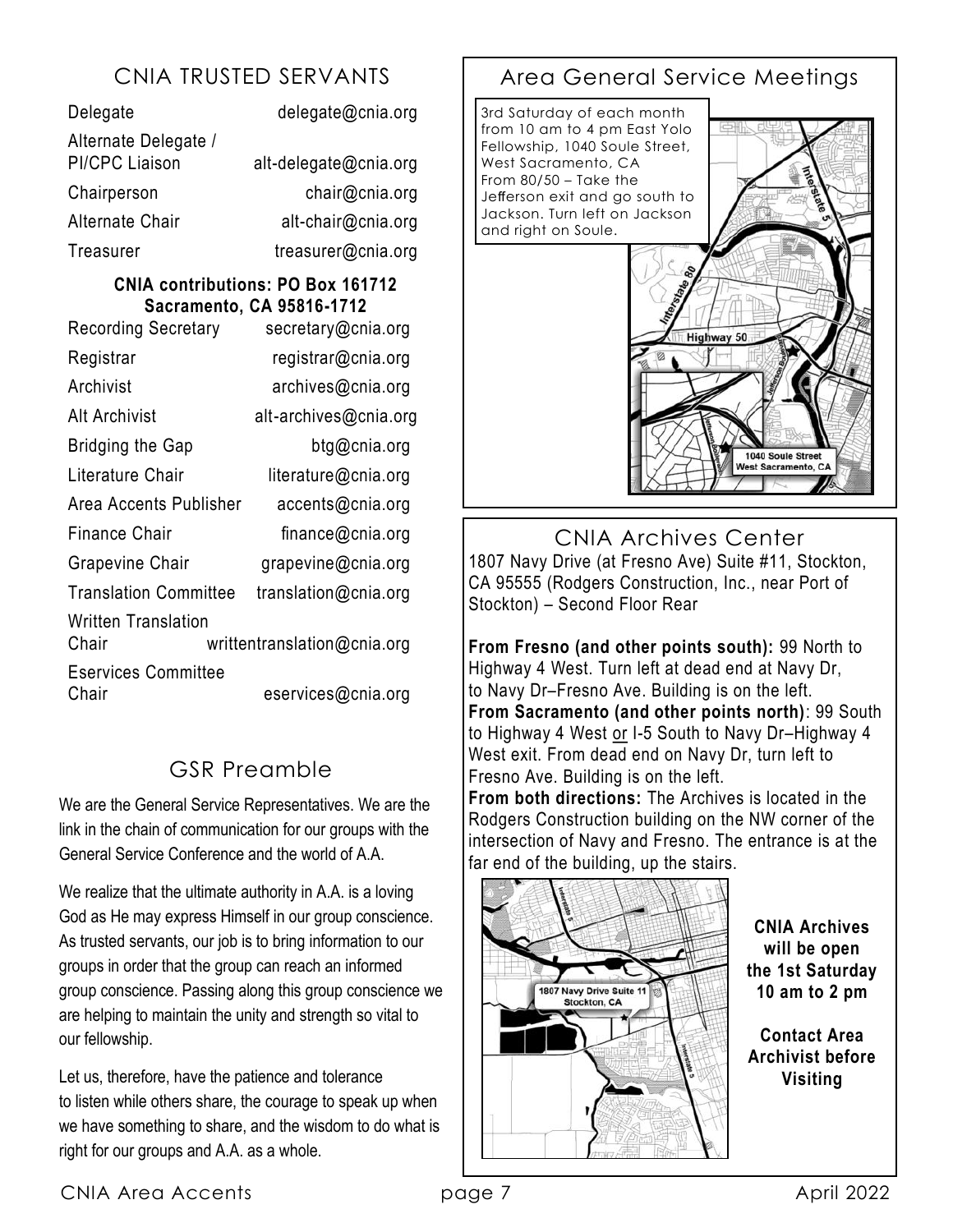## CNIA TRUSTED SERVANTS

| | |
|---|---|
| Delegate | delegate@cnia.org |
| Alternate Delegate / PI/CPC Liaison | alt-delegate@cnia.org |
| Chairperson | chair@cnia.org |
| Alternate Chair | alt-chair@cnia.org |
| Treasurer | treasurer@cnia.org |

**CNIA contributions: PO Box 161712 Sacramento, CA 95816-1712**

| | |
|---|---|
| Recording Secretary | secretary@cnia.org |
| Registrar | registrar@cnia.org |
| Archivist | archives@cnia.org |
| Alt Archivist | alt-archives@cnia.org |
| Bridging the Gap | btg@cnia.org |
| Literature Chair | literature@cnia.org |
| Area Accents Publisher | accents@cnia.org |
| Finance Chair | finance@cnia.org |
| Grapevine Chair | grapevine@cnia.org |
| Translation Committee | translation@cnia.org |
| Written Translation Chair | writtentranslation@cnia.org |
| Eservices Committee Chair | eservices@cnia.org |

## GSR Preamble

We are the General Service Representatives. We are the link in the chain of communication for our groups with the General Service Conference and the world of A.A.

We realize that the ultimate authority in A.A. is a loving God as He may express Himself in our group conscience. As trusted servants, our job is to bring information to our groups in order that the group can reach an informed group conscience. Passing along this group conscience we are helping to maintain the unity and strength so vital to our fellowship.

Let us, therefore, have the patience and tolerance to listen while others share, the courage to speak up when we have something to share, and the wisdom to do what is right for our groups and A.A. as a whole.

## Area General Service Meetings

3rd Saturday of each month from 10 am to 4 pm East Yolo Fellowship, 1040 Soule Street, West Sacramento, CA
From 80/50 – Take the Jefferson exit and go south to Jackson. Turn left on Jackson and right on Soule.

## CNIA Archives Center

1807 Navy Drive (at Fresno Ave) Suite #11, Stockton, CA 95555 (Rodgers Construction, Inc., near Port of Stockton) – Second Floor Rear

**From Fresno (and other points south):** 99 North to Highway 4 West. Turn left at dead end at Navy Dr, to Navy Dr–Fresno Ave. Building is on the left.
**From Sacramento (and other points north)**: 99 South to Highway 4 West or I-5 South to Navy Dr–Highway 4 West exit. From dead end on Navy Dr, turn left to Fresno Ave. Building is on the left.
**From both directions:** The Archives is located in the Rodgers Construction building on the NW corner of the intersection of Navy and Fresno. The entrance is at the far end of the building, up the stairs.

**CNIA Archives will be open the 1st Saturday 10 am to 2 pm**

**Contact Area Archivist before Visiting**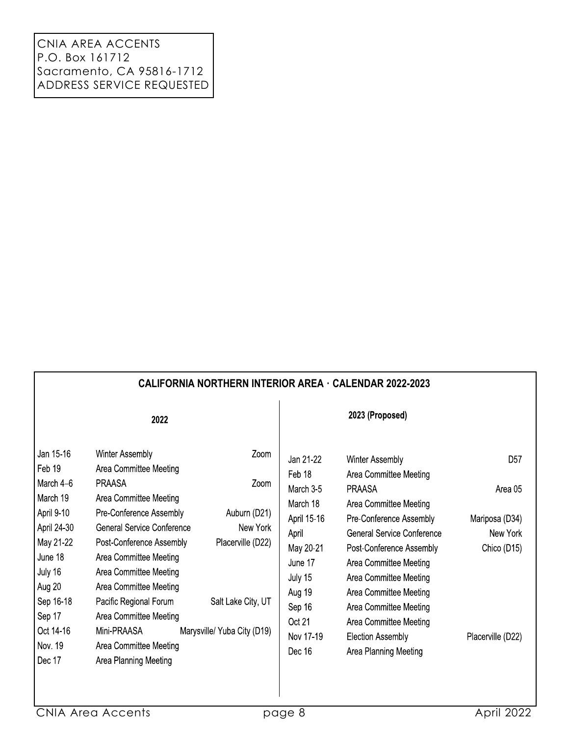CNIA AREA ACCENTS
P.O. Box 161712
Sacramento, CA 95816-1712
ADDRESS SERVICE REQUESTED

## CALIFORNIA NORTHERN INTERIOR AREA · CALENDAR 2022-2023

### 2022

| | | |
|---|---|---|
| Jan 15-16 | Winter Assembly | Zoom |
| Feb 19 | Area Committee Meeting | |
| March 4–6 | PRAASA | Zoom |
| March 19 | Area Committee Meeting | |
| April 9-10 | Pre-Conference Assembly | Auburn (D21) |
| April 24-30 | General Service Conference | New York |
| May 21-22 | Post-Conference Assembly | Placerville (D22) |
| June 18 | Area Committee Meeting | |
| July 16 | Area Committee Meeting | |
| Aug 20 | Area Committee Meeting | |
| Sep 16-18 | Pacific Regional Forum | Salt Lake City, UT |
| Sep 17 | Area Committee Meeting | |
| Oct 14-16 | Mini-PRAASA | Marysville/ Yuba City (D19) |
| Nov. 19 | Area Committee Meeting | |
| Dec 17 | Area Planning Meeting | |

### 2023 (Proposed)

| | | |
|---|---|---|
| Jan 21-22 | Winter Assembly | D57 |
| Feb 18 | Area Committee Meeting | |
| March 3-5 | PRAASA | Area 05 |
| March 18 | Area Committee Meeting | |
| April 15-16 | Pre-Conference Assembly | Mariposa (D34) |
| April | General Service Conference | New York |
| May 20-21 | Post-Conference Assembly | Chico (D15) |
| June 17 | Area Committee Meeting | |
| July 15 | Area Committee Meeting | |
| Aug 19 | Area Committee Meeting | |
| Sep 16 | Area Committee Meeting | |
| Oct 21 | Area Committee Meeting | |
| Nov 17-19 | Election Assembly | Placerville (D22) |
| Dec 16 | Area Planning Meeting | |